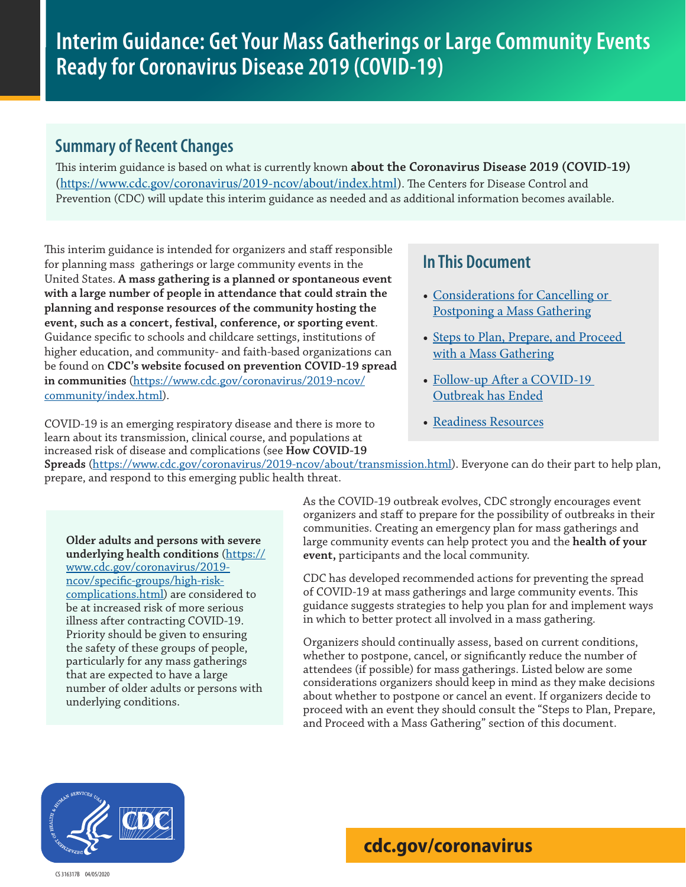# Interim Guidance: Get Your Mass Gatherings or Large Community Events Ready for Coronavirus Disease 2019 (COVID-19)

## Summary of Recent Changes

This interim guidance is based on what is currently known **about the Coronavirus Disease 2019 (COVID-19)** (https://www.cdc.gov/coronavirus/2019-ncov/about/index.html). The Centers for Disease Control and Prevention (CDC) will update this interim guidance as needed and as additional information becomes available.

This interim guidance is intended for organizers and staff responsible for planning mass gatherings or large community events in the United States. **A mass gathering is a planned or spontaneous event with a large number of people in attendance that could strain the planning and response resources of the community hosting the event, such as a concert, festival, conference, or sporting event**. Guidance specific to schools and childcare settings, institutions of higher education, and community- and faith-based organizations can be found on **CDC's website focused on prevention COVID-19 spread in communities** (https://www.cdc.gov/coronavirus/2019-ncov/community/index.html).

COVID-19 is an emerging respiratory disease and there is more to learn about its transmission, clinical course, and populations at increased risk of disease and complications (see **How COVID-19 Spreads** (https://www.cdc.gov/coronavirus/2019-ncov/about/transmission.html). Everyone can do their part to help plan, prepare, and respond to this emerging public health threat.

## In This Document

- Considerations for Cancelling or Postponing a Mass Gathering
- Steps to Plan, Prepare, and Proceed with a Mass Gathering
- Follow-up After a COVID-19 Outbreak has Ended
- Readiness Resources

**Older adults and persons with severe underlying health conditions** (https://www.cdc.gov/coronavirus/2019-ncov/specific-groups/high-risk-complications.html) are considered to be at increased risk of more serious illness after contracting COVID-19. Priority should be given to ensuring the safety of these groups of people, particularly for any mass gatherings that are expected to have a large number of older adults or persons with underlying conditions.

As the COVID-19 outbreak evolves, CDC strongly encourages event organizers and staff to prepare for the possibility of outbreaks in their communities. Creating an emergency plan for mass gatherings and large community events can help protect you and the **health of your event,** participants and the local community.

CDC has developed recommended actions for preventing the spread of COVID-19 at mass gatherings and large community events. This guidance suggests strategies to help you plan for and implement ways in which to better protect all involved in a mass gathering.

Organizers should continually assess, based on current conditions, whether to postpone, cancel, or significantly reduce the number of attendees (if possible) for mass gatherings. Listed below are some considerations organizers should keep in mind as they make decisions about whether to postpone or cancel an event. If organizers decide to proceed with an event they should consult the "Steps to Plan, Prepare, and Proceed with a Mass Gathering" section of this document.

cdc.gov/coronavirus

CS 316317B 04/05/2020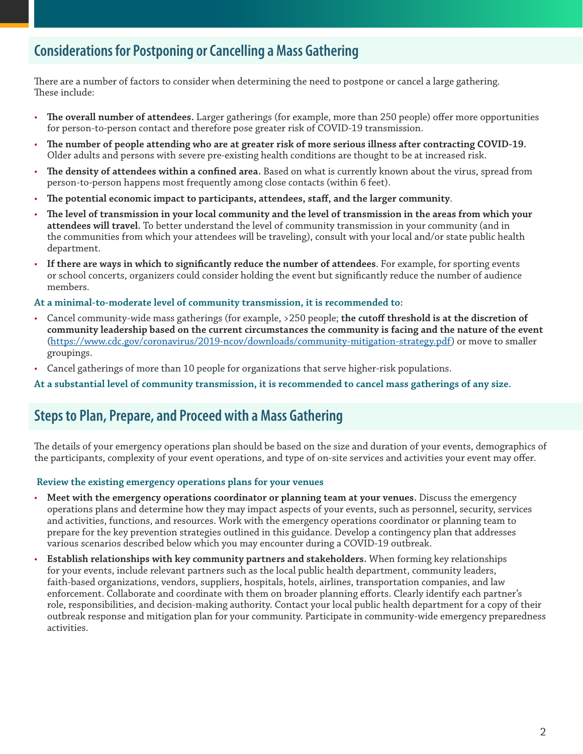## Considerations for Postponing or Cancelling a Mass Gathering

There are a number of factors to consider when determining the need to postpone or cancel a large gathering. These include:

- **The overall number of attendees.** Larger gatherings (for example, more than 250 people) offer more opportunities for person-to-person contact and therefore pose greater risk of COVID-19 transmission.
- **The number of people attending who are at greater risk of more serious illness after contracting COVID-19.** Older adults and persons with severe pre-existing health conditions are thought to be at increased risk.
- **The density of attendees within a confined area.** Based on what is currently known about the virus, spread from person-to-person happens most frequently among close contacts (within 6 feet).
- **The potential economic impact to participants, attendees, staff, and the larger community**.
- **The level of transmission in your local community and the level of transmission in the areas from which your attendees will travel.** To better understand the level of community transmission in your community (and in the communities from which your attendees will be traveling), consult with your local and/or state public health department.
- **If there are ways in which to significantly reduce the number of attendees**. For example, for sporting events or school concerts, organizers could consider holding the event but significantly reduce the number of audience members.

**At a minimal-to-moderate level of community transmission, it is recommended to:**

- Cancel community-wide mass gatherings (for example, >250 people; **the cutoff threshold is at the discretion of community leadership based on the current circumstances the community is facing and the nature of the event** (https://www.cdc.gov/coronavirus/2019-ncov/downloads/community-mitigation-strategy.pdf) or move to smaller groupings.
- Cancel gatherings of more than 10 people for organizations that serve higher-risk populations.

**At a substantial level of community transmission, it is recommended to cancel mass gatherings of any size.**

## Steps to Plan, Prepare, and Proceed with a Mass Gathering

The details of your emergency operations plan should be based on the size and duration of your events, demographics of the participants, complexity of your event operations, and type of on-site services and activities your event may offer.

**Review the existing emergency operations plans for your venues**

- **Meet with the emergency operations coordinator or planning team at your venues.** Discuss the emergency operations plans and determine how they may impact aspects of your events, such as personnel, security, services and activities, functions, and resources. Work with the emergency operations coordinator or planning team to prepare for the key prevention strategies outlined in this guidance. Develop a contingency plan that addresses various scenarios described below which you may encounter during a COVID-19 outbreak.
- **Establish relationships with key community partners and stakeholders.** When forming key relationships for your events, include relevant partners such as the local public health department, community leaders, faith-based organizations, vendors, suppliers, hospitals, hotels, airlines, transportation companies, and law enforcement. Collaborate and coordinate with them on broader planning efforts. Clearly identify each partner's role, responsibilities, and decision-making authority. Contact your local public health department for a copy of their outbreak response and mitigation plan for your community. Participate in community-wide emergency preparedness activities.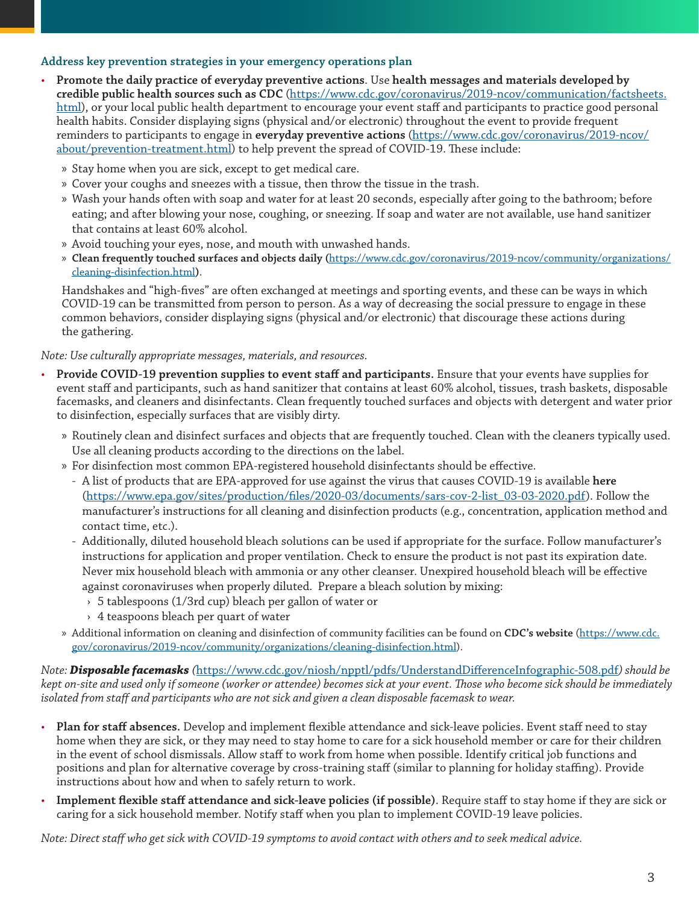### Address key prevention strategies in your emergency operations plan

- **Promote the daily practice of everyday preventive actions**. Use **health messages and materials developed by credible public health sources such as CDC** (https://www.cdc.gov/coronavirus/2019-ncov/communication/factsheets.html), or your local public health department to encourage your event staff and participants to practice good personal health habits. Consider displaying signs (physical and/or electronic) throughout the event to provide frequent reminders to participants to engage in **everyday preventive actions** (https://www.cdc.gov/coronavirus/2019-ncov/about/prevention-treatment.html) to help prevent the spread of COVID-19. These include:
  - Stay home when you are sick, except to get medical care.
  - Cover your coughs and sneezes with a tissue, then throw the tissue in the trash.
  - Wash your hands often with soap and water for at least 20 seconds, especially after going to the bathroom; before eating; and after blowing your nose, coughing, or sneezing. If soap and water are not available, use hand sanitizer that contains at least 60% alcohol.
  - Avoid touching your eyes, nose, and mouth with unwashed hands.
  - **Clean frequently touched surfaces and objects daily (**https://www.cdc.gov/coronavirus/2019-ncov/community/organizations/cleaning-disinfection.html).

  Handshakes and "high-fives" are often exchanged at meetings and sporting events, and these can be ways in which COVID-19 can be transmitted from person to person. As a way of decreasing the social pressure to engage in these common behaviors, consider displaying signs (physical and/or electronic) that discourage these actions during the gathering.

*Note: Use culturally appropriate messages, materials, and resources.*

- **Provide COVID-19 prevention supplies to event staff and participants.** Ensure that your events have supplies for event staff and participants, such as hand sanitizer that contains at least 60% alcohol, tissues, trash baskets, disposable facemasks, and cleaners and disinfectants. Clean frequently touched surfaces and objects with detergent and water prior to disinfection, especially surfaces that are visibly dirty.
  - Routinely clean and disinfect surfaces and objects that are frequently touched. Clean with the cleaners typically used. Use all cleaning products according to the directions on the label.
  - For disinfection most common EPA-registered household disinfectants should be effective.
    - A list of products that are EPA-approved for use against the virus that causes COVID-19 is available **here** (https://www.epa.gov/sites/production/files/2020-03/documents/sars-cov-2-list_03-03-2020.pdf). Follow the manufacturer's instructions for all cleaning and disinfection products (e.g., concentration, application method and contact time, etc.).
    - Additionally, diluted household bleach solutions can be used if appropriate for the surface. Follow manufacturer's instructions for application and proper ventilation. Check to ensure the product is not past its expiration date. Never mix household bleach with ammonia or any other cleanser. Unexpired household bleach will be effective against coronaviruses when properly diluted. Prepare a bleach solution by mixing:
      - 5 tablespoons (1/3rd cup) bleach per gallon of water or
      - 4 teaspoons bleach per quart of water
  - Additional information on cleaning and disinfection of community facilities can be found on **CDC's website** (https://www.cdc.gov/coronavirus/2019-ncov/community/organizations/cleaning-disinfection.html).

*Note: **Disposable facemasks** (https://www.cdc.gov/niosh/npptl/pdfs/UnderstandDifferenceInfographic-508.pdf) should be kept on-site and used only if someone (worker or attendee) becomes sick at your event. Those who become sick should be immediately isolated from staff and participants who are not sick and given a clean disposable facemask to wear.*

- **Plan for staff absences.** Develop and implement flexible attendance and sick-leave policies. Event staff need to stay home when they are sick, or they may need to stay home to care for a sick household member or care for their children in the event of school dismissals. Allow staff to work from home when possible. Identify critical job functions and positions and plan for alternative coverage by cross-training staff (similar to planning for holiday staffing). Provide instructions about how and when to safely return to work.
- **Implement flexible staff attendance and sick-leave policies (if possible)**. Require staff to stay home if they are sick or caring for a sick household member. Notify staff when you plan to implement COVID-19 leave policies.

*Note: Direct staff who get sick with COVID-19 symptoms to avoid contact with others and to seek medical advice.*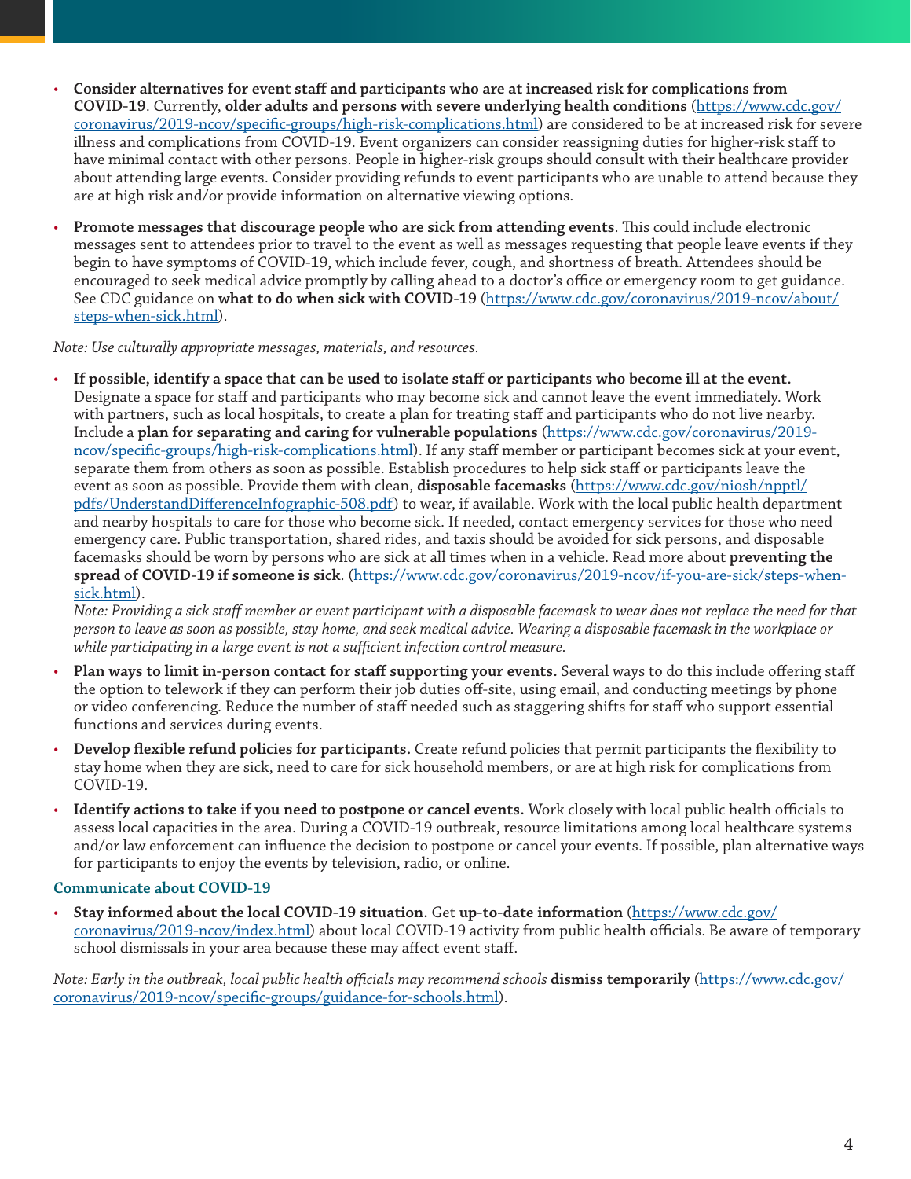- **Consider alternatives for event staff and participants who are at increased risk for complications from COVID-19**. Currently, **older adults and persons with severe underlying health conditions** (https://www.cdc.gov/coronavirus/2019-ncov/specific-groups/high-risk-complications.html) are considered to be at increased risk for severe illness and complications from COVID-19. Event organizers can consider reassigning duties for higher-risk staff to have minimal contact with other persons. People in higher-risk groups should consult with their healthcare provider about attending large events. Consider providing refunds to event participants who are unable to attend because they are at high risk and/or provide information on alternative viewing options.

- **Promote messages that discourage people who are sick from attending events**. This could include electronic messages sent to attendees prior to travel to the event as well as messages requesting that people leave events if they begin to have symptoms of COVID-19, which include fever, cough, and shortness of breath. Attendees should be encouraged to seek medical advice promptly by calling ahead to a doctor's office or emergency room to get guidance. See CDC guidance on **what to do when sick with COVID-19** (https://www.cdc.gov/coronavirus/2019-ncov/about/steps-when-sick.html).

*Note: Use culturally appropriate messages, materials, and resources.*

- **If possible, identify a space that can be used to isolate staff or participants who become ill at the event.** Designate a space for staff and participants who may become sick and cannot leave the event immediately. Work with partners, such as local hospitals, to create a plan for treating staff and participants who do not live nearby. Include a **plan for separating and caring for vulnerable populations** (https://www.cdc.gov/coronavirus/2019-ncov/specific-groups/high-risk-complications.html). If any staff member or participant becomes sick at your event, separate them from others as soon as possible. Establish procedures to help sick staff or participants leave the event as soon as possible. Provide them with clean, **disposable facemasks** (https://www.cdc.gov/niosh/npptl/pdfs/UnderstandDifferenceInfographic-508.pdf) to wear, if available. Work with the local public health department and nearby hospitals to care for those who become sick. If needed, contact emergency services for those who need emergency care. Public transportation, shared rides, and taxis should be avoided for sick persons, and disposable facemasks should be worn by persons who are sick at all times when in a vehicle. Read more about **preventing the spread of COVID-19 if someone is sick**. (https://www.cdc.gov/coronavirus/2019-ncov/if-you-are-sick/steps-when-sick.html).
  *Note: Providing a sick staff member or event participant with a disposable facemask to wear does not replace the need for that person to leave as soon as possible, stay home, and seek medical advice. Wearing a disposable facemask in the workplace or while participating in a large event is not a sufficient infection control measure.*

- **Plan ways to limit in-person contact for staff supporting your events.** Several ways to do this include offering staff the option to telework if they can perform their job duties off-site, using email, and conducting meetings by phone or video conferencing. Reduce the number of staff needed such as staggering shifts for staff who support essential functions and services during events.

- **Develop flexible refund policies for participants.** Create refund policies that permit participants the flexibility to stay home when they are sick, need to care for sick household members, or are at high risk for complications from COVID-19.

- **Identify actions to take if you need to postpone or cancel events.** Work closely with local public health officials to assess local capacities in the area. During a COVID-19 outbreak, resource limitations among local healthcare systems and/or law enforcement can influence the decision to postpone or cancel your events. If possible, plan alternative ways for participants to enjoy the events by television, radio, or online.

### Communicate about COVID-19

- **Stay informed about the local COVID-19 situation.** Get **up-to-date information** (https://www.cdc.gov/coronavirus/2019-ncov/index.html) about local COVID-19 activity from public health officials. Be aware of temporary school dismissals in your area because these may affect event staff.

*Note: Early in the outbreak, local public health officials may recommend schools* **dismiss temporarily** (https://www.cdc.gov/coronavirus/2019-ncov/specific-groups/guidance-for-schools.html).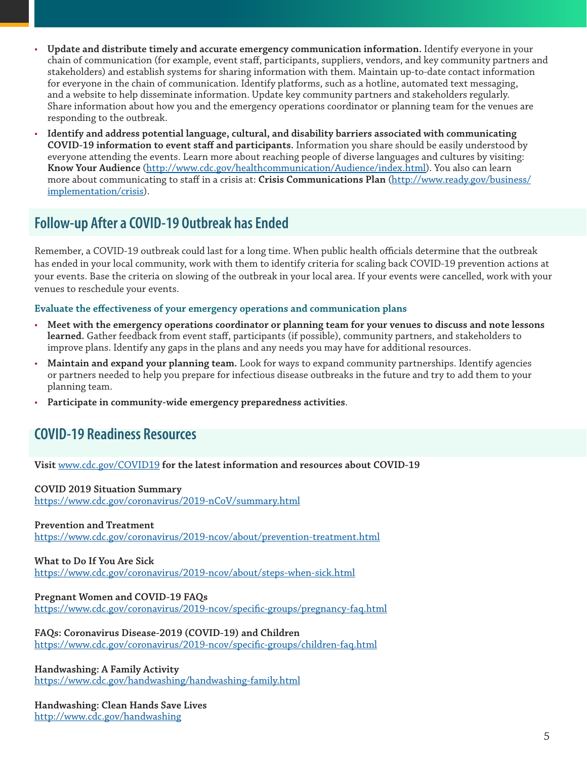- **Update and distribute timely and accurate emergency communication information.** Identify everyone in your chain of communication (for example, event staff, participants, suppliers, vendors, and key community partners and stakeholders) and establish systems for sharing information with them. Maintain up-to-date contact information for everyone in the chain of communication. Identify platforms, such as a hotline, automated text messaging, and a website to help disseminate information. Update key community partners and stakeholders regularly. Share information about how you and the emergency operations coordinator or planning team for the venues are responding to the outbreak.
- **Identify and address potential language, cultural, and disability barriers associated with communicating COVID-19 information to event staff and participants.** Information you share should be easily understood by everyone attending the events. Learn more about reaching people of diverse languages and cultures by visiting: **Know Your Audience** (http://www.cdc.gov/healthcommunication/Audience/index.html). You also can learn more about communicating to staff in a crisis at: **Crisis Communications Plan** (http://www.ready.gov/business/implementation/crisis).

## Follow-up After a COVID-19 Outbreak has Ended

Remember, a COVID-19 outbreak could last for a long time. When public health officials determine that the outbreak has ended in your local community, work with them to identify criteria for scaling back COVID-19 prevention actions at your events. Base the criteria on slowing of the outbreak in your local area. If your events were cancelled, work with your venues to reschedule your events.

### Evaluate the effectiveness of your emergency operations and communication plans

- **Meet with the emergency operations coordinator or planning team for your venues to discuss and note lessons learned.** Gather feedback from event staff, participants (if possible), community partners, and stakeholders to improve plans. Identify any gaps in the plans and any needs you may have for additional resources.
- **Maintain and expand your planning team.** Look for ways to expand community partnerships. Identify agencies or partners needed to help you prepare for infectious disease outbreaks in the future and try to add them to your planning team.
- **Participate in community-wide emergency preparedness activities**.

## COVID-19 Readiness Resources

**Visit** www.cdc.gov/COVID19 **for the latest information and resources about COVID-19**

**COVID 2019 Situation Summary**
https://www.cdc.gov/coronavirus/2019-nCoV/summary.html

**Prevention and Treatment**
https://www.cdc.gov/coronavirus/2019-ncov/about/prevention-treatment.html

**What to Do If You Are Sick**
https://www.cdc.gov/coronavirus/2019-ncov/about/steps-when-sick.html

**Pregnant Women and COVID-19 FAQs**
https://www.cdc.gov/coronavirus/2019-ncov/specific-groups/pregnancy-faq.html

**FAQs: Coronavirus Disease-2019 (COVID-19) and Children**
https://www.cdc.gov/coronavirus/2019-ncov/specific-groups/children-faq.html

**Handwashing: A Family Activity**
https://www.cdc.gov/handwashing/handwashing-family.html

**Handwashing: Clean Hands Save Lives**
http://www.cdc.gov/handwashing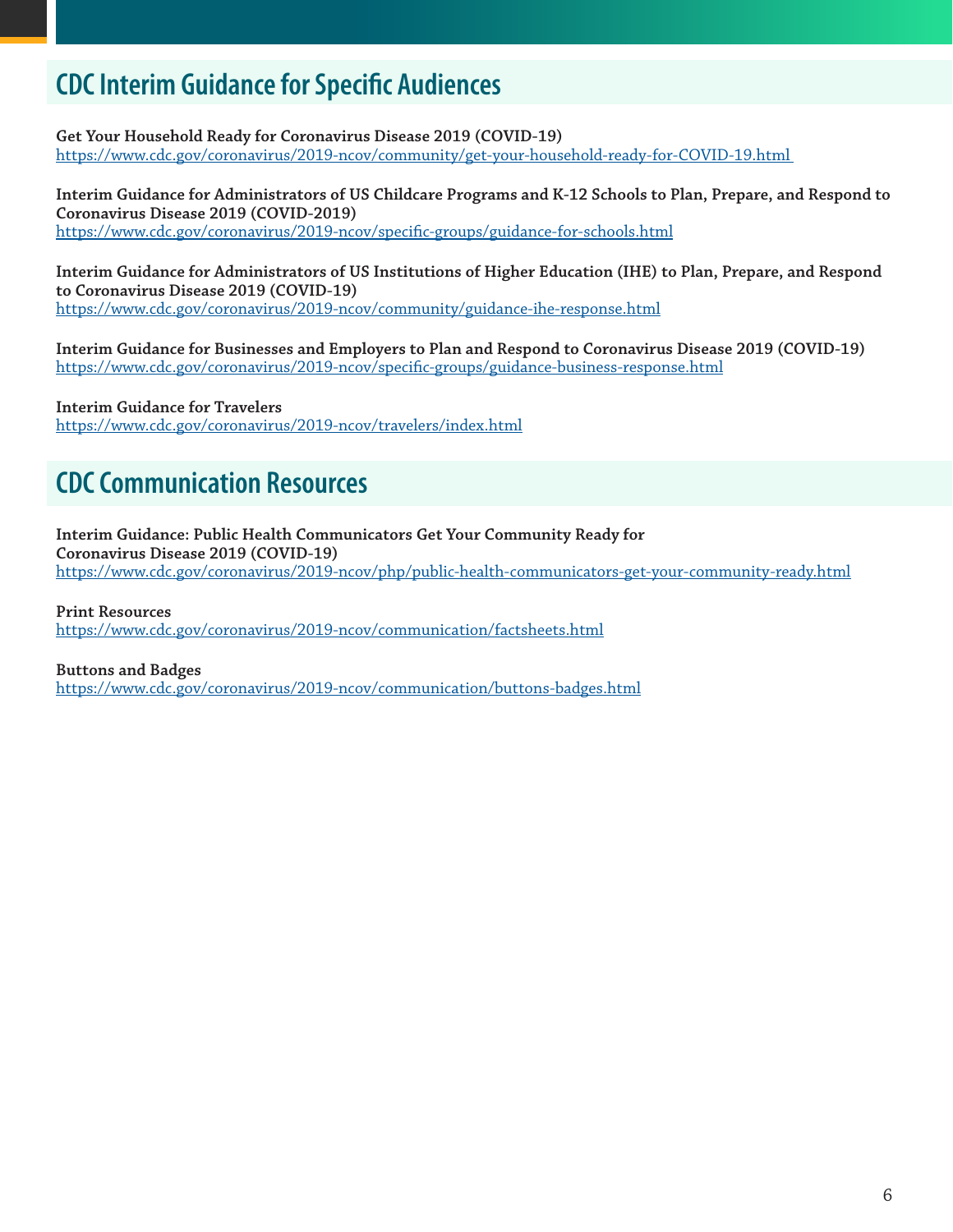## CDC Interim Guidance for Specific Audiences

**Get Your Household Ready for Coronavirus Disease 2019 (COVID-19)**
https://www.cdc.gov/coronavirus/2019-ncov/community/get-your-household-ready-for-COVID-19.html

**Interim Guidance for Administrators of US Childcare Programs and K-12 Schools to Plan, Prepare, and Respond to Coronavirus Disease 2019 (COVID-2019)**
https://www.cdc.gov/coronavirus/2019-ncov/specific-groups/guidance-for-schools.html

**Interim Guidance for Administrators of US Institutions of Higher Education (IHE) to Plan, Prepare, and Respond to Coronavirus Disease 2019 (COVID-19)**
https://www.cdc.gov/coronavirus/2019-ncov/community/guidance-ihe-response.html

**Interim Guidance for Businesses and Employers to Plan and Respond to Coronavirus Disease 2019 (COVID-19)**
https://www.cdc.gov/coronavirus/2019-ncov/specific-groups/guidance-business-response.html

**Interim Guidance for Travelers**
https://www.cdc.gov/coronavirus/2019-ncov/travelers/index.html

## CDC Communication Resources

**Interim Guidance: Public Health Communicators Get Your Community Ready for Coronavirus Disease 2019 (COVID-19)**
https://www.cdc.gov/coronavirus/2019-ncov/php/public-health-communicators-get-your-community-ready.html

**Print Resources**
https://www.cdc.gov/coronavirus/2019-ncov/communication/factsheets.html

**Buttons and Badges**
https://www.cdc.gov/coronavirus/2019-ncov/communication/buttons-badges.html